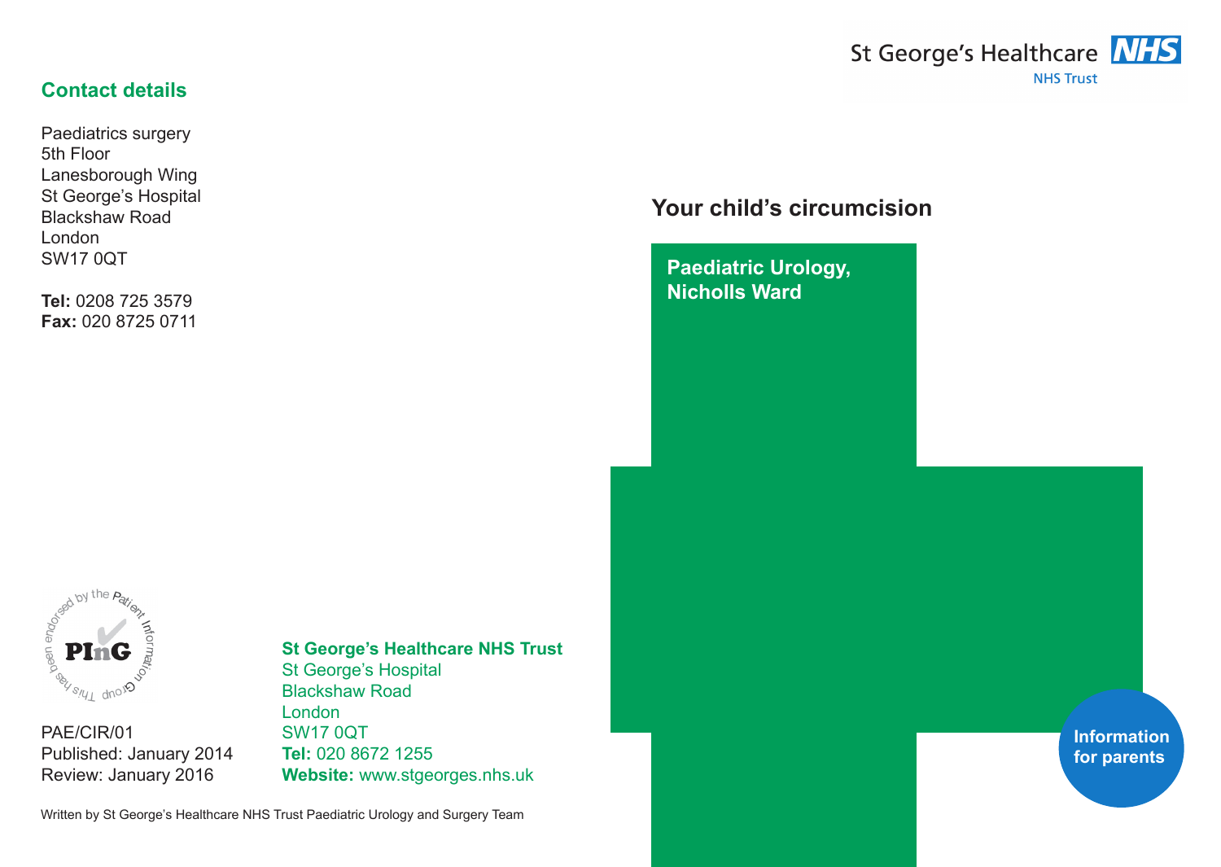## Contact details

Paediatrics surgery
5th Floor
Lanesborough Wing
St George's Hospital
Blackshaw Road
London
SW17 0QT

**Tel:** 0208 725 3579
**Fax:** 020 8725 0711

This has been endorsed by the Patient Information Group

PAE/CIR/01
Published: January 2014
Review: January 2016

**St George's Healthcare NHS Trust**
St George's Hospital
Blackshaw Road
London
SW17 0QT
**Tel:** 020 8672 1255
**Website:** www.stgeorges.nhs.uk

Written by St George's Healthcare NHS Trust Paediatric Urology and Surgery Team

St George's Healthcare NHS Trust

# Your child's circumcision

**Paediatric Urology, Nicholls Ward**

**Information for parents**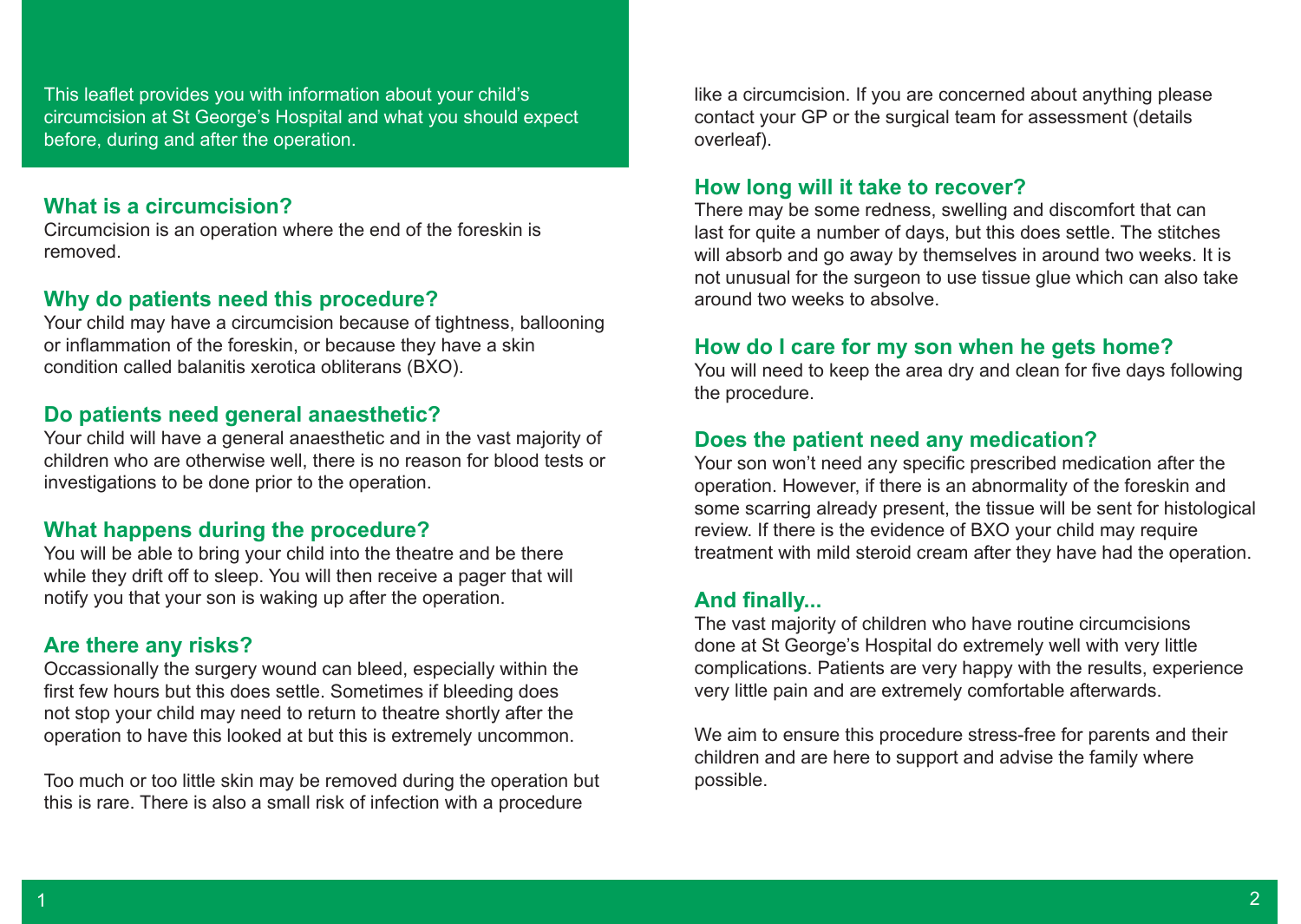This leaflet provides you with information about your child's circumcision at St George's Hospital and what you should expect before, during and after the operation.

## What is a circumcision?

Circumcision is an operation where the end of the foreskin is removed.

## Why do patients need this procedure?

Your child may have a circumcision because of tightness, ballooning or inflammation of the foreskin, or because they have a skin condition called balanitis xerotica obliterans (BXO).

## Do patients need general anaesthetic?

Your child will have a general anaesthetic and in the vast majority of children who are otherwise well, there is no reason for blood tests or investigations to be done prior to the operation.

## What happens during the procedure?

You will be able to bring your child into the theatre and be there while they drift off to sleep. You will then receive a pager that will notify you that your son is waking up after the operation.

## Are there any risks?

Occassionally the surgery wound can bleed, especially within the first few hours but this does settle. Sometimes if bleeding does not stop your child may need to return to theatre shortly after the operation to have this looked at but this is extremely uncommon.

Too much or too little skin may be removed during the operation but this is rare. There is also a small risk of infection with a procedure like a circumcision. If you are concerned about anything please contact your GP or the surgical team for assessment (details overleaf).

## How long will it take to recover?

There may be some redness, swelling and discomfort that can last for quite a number of days, but this does settle. The stitches will absorb and go away by themselves in around two weeks. It is not unusual for the surgeon to use tissue glue which can also take around two weeks to absolve.

## How do I care for my son when he gets home?

You will need to keep the area dry and clean for five days following the procedure.

## Does the patient need any medication?

Your son won't need any specific prescribed medication after the operation. However, if there is an abnormality of the foreskin and some scarring already present, the tissue will be sent for histological review. If there is the evidence of BXO your child may require treatment with mild steroid cream after they have had the operation.

## And finally...

The vast majority of children who have routine circumcisions done at St George's Hospital do extremely well with very little complications. Patients are very happy with the results, experience very little pain and are extremely comfortable afterwards.

We aim to ensure this procedure stress-free for parents and their children and are here to support and advise the family where possible.